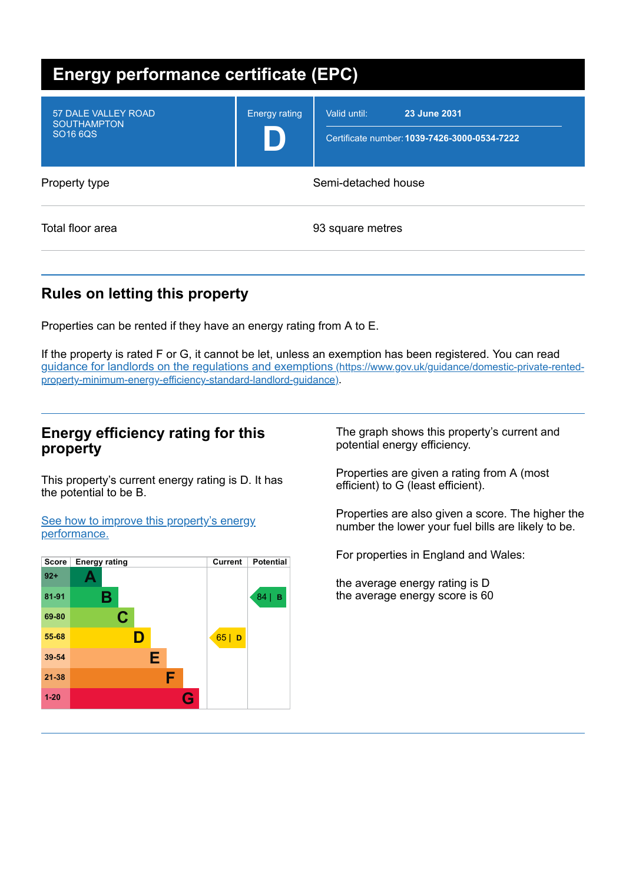# Energy performance certificate (EPC)

| | | |
|---|---|---|
| 57 DALE VALLEY ROAD<br>SOUTHAMPTON<br>SO16 6QS | Energy rating<br>**D** | Valid until: **23 June 2031**<br>Certificate number: **1039-7426-3000-0534-7222** |

| | |
|---|---|
| Property type | Semi-detached house |
| Total floor area | 93 square metres |

## Rules on letting this property

Properties can be rented if they have an energy rating from A to E.

If the property is rated F or G, it cannot be let, unless an exemption has been registered. You can read [guidance for landlords on the regulations and exemptions (https://www.gov.uk/guidance/domestic-private-rented-property-minimum-energy-efficiency-standard-landlord-guidance)](https://www.gov.uk/guidance/domestic-private-rented-property-minimum-energy-efficiency-standard-landlord-guidance).

## Energy efficiency rating for this property

This property's current energy rating is D. It has the potential to be B.

[See how to improve this property's energy performance.]()

| Score | Energy rating | Current | Potential |
|---|---|---|---|
| 92+ | A | | |
| 81-91 | B | | 84 \| B |
| 69-80 | C | | |
| 55-68 | D | 65 \| D | |
| 39-54 | E | | |
| 21-38 | F | | |
| 1-20 | G | | |

The graph shows this property's current and potential energy efficiency.

Properties are given a rating from A (most efficient) to G (least efficient).

Properties are also given a score. The higher the number the lower your fuel bills are likely to be.

For properties in England and Wales:

the average energy rating is D
the average energy score is 60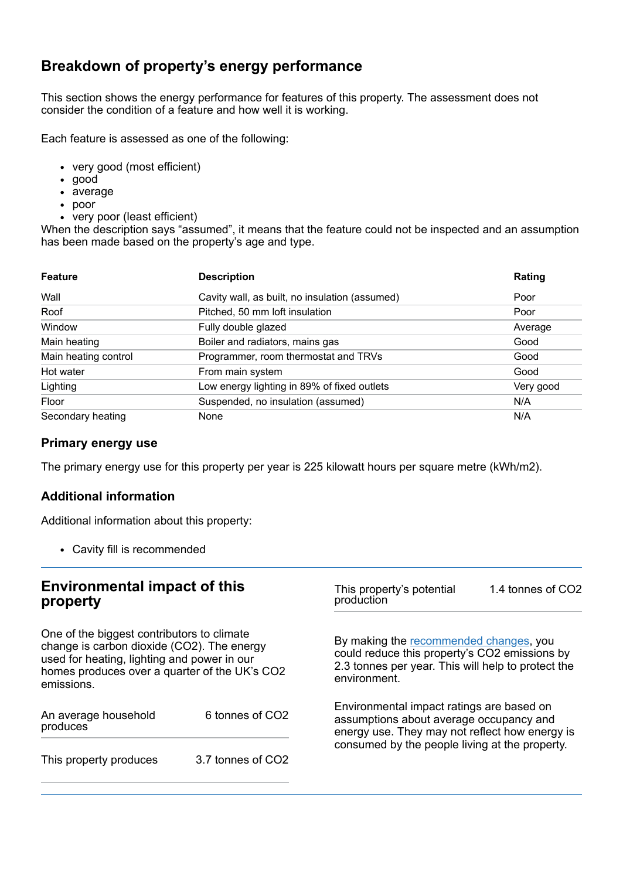## Breakdown of property's energy performance

This section shows the energy performance for features of this property. The assessment does not consider the condition of a feature and how well it is working.

Each feature is assessed as one of the following:

- very good (most efficient)
- good
- average
- poor
- very poor (least efficient)

When the description says "assumed", it means that the feature could not be inspected and an assumption has been made based on the property's age and type.

| Feature | Description | Rating |
|---|---|---|
| Wall | Cavity wall, as built, no insulation (assumed) | Poor |
| Roof | Pitched, 50 mm loft insulation | Poor |
| Window | Fully double glazed | Average |
| Main heating | Boiler and radiators, mains gas | Good |
| Main heating control | Programmer, room thermostat and TRVs | Good |
| Hot water | From main system | Good |
| Lighting | Low energy lighting in 89% of fixed outlets | Very good |
| Floor | Suspended, no insulation (assumed) | N/A |
| Secondary heating | None | N/A |

### Primary energy use

The primary energy use for this property per year is 225 kilowatt hours per square metre (kWh/m2).

### Additional information

Additional information about this property:

- Cavity fill is recommended

## Environmental impact of this property

One of the biggest contributors to climate change is carbon dioxide ($CO_2$). The energy used for heating, lighting and power in our homes produces over a quarter of the UK's $CO_2$ emissions.

| | |
|---|---|
| An average household produces | 6 tonnes of $CO_2$ |
| This property produces | 3.7 tonnes of $CO_2$ |
| This property's potential production | 1.4 tonnes of $CO_2$ |

By making the recommended changes, you could reduce this property's $CO_2$ emissions by 2.3 tonnes per year. This will help to protect the environment.

Environmental impact ratings are based on assumptions about average occupancy and energy use. They may not reflect how energy is consumed by the people living at the property.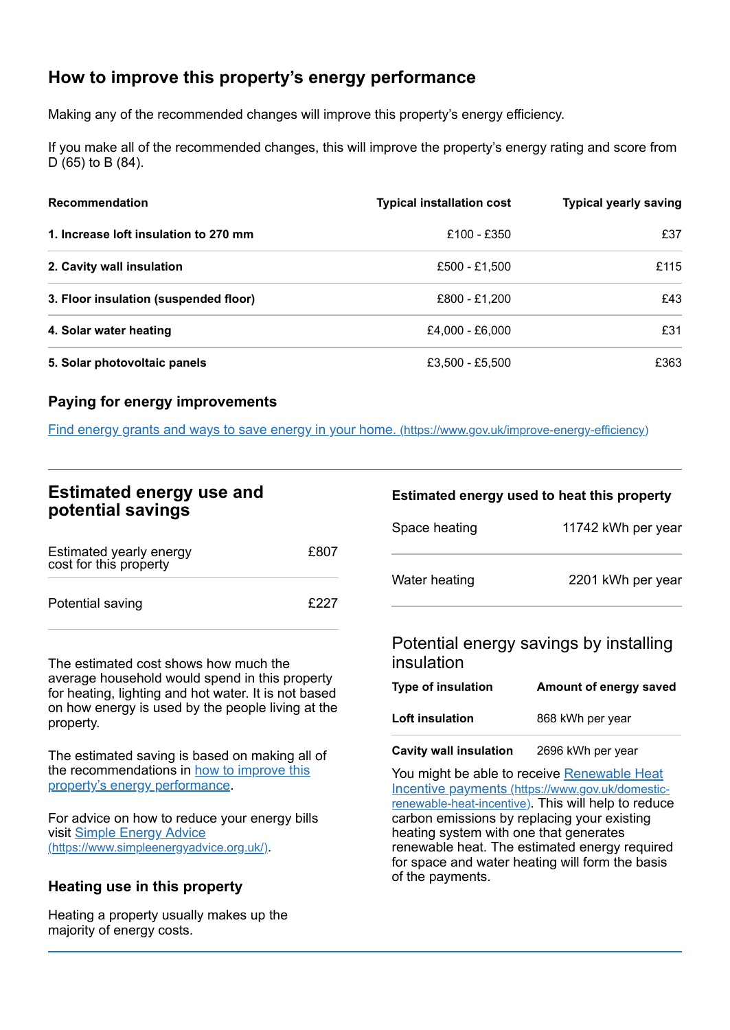## How to improve this property's energy performance

Making any of the recommended changes will improve this property's energy efficiency.

If you make all of the recommended changes, this will improve the property's energy rating and score from D (65) to B (84).

| Recommendation | Typical installation cost | Typical yearly saving |
|---|---|---|
| **1. Increase loft insulation to 270 mm** | £100 - £350 | £37 |
| **2. Cavity wall insulation** | £500 - £1,500 | £115 |
| **3. Floor insulation (suspended floor)** | £800 - £1,200 | £43 |
| **4. Solar water heating** | £4,000 - £6,000 | £31 |
| **5. Solar photovoltaic panels** | £3,500 - £5,500 | £363 |

### Paying for energy improvements

[Find energy grants and ways to save energy in your home. (https://www.gov.uk/improve-energy-efficiency)](https://www.gov.uk/improve-energy-efficiency)

## Estimated energy use and potential savings

| | |
|---|---|
| Estimated yearly energy cost for this property | £807 |
| Potential saving | £227 |

The estimated cost shows how much the average household would spend in this property for heating, lighting and hot water. It is not based on how energy is used by the people living at the property.

The estimated saving is based on making all of the recommendations in [how to improve this property's energy performance](#).

For advice on how to reduce your energy bills visit [Simple Energy Advice (https://www.simpleenergyadvice.org.uk/)](https://www.simpleenergyadvice.org.uk/).

### Heating use in this property

Heating a property usually makes up the majority of energy costs.

### Estimated energy used to heat this property

| | |
|---|---|
| Space heating | 11742 kWh per year |
| Water heating | 2201 kWh per year |

### Potential energy savings by installing insulation

| Type of insulation | Amount of energy saved |
|---|---|
| **Loft insulation** | 868 kWh per year |
| **Cavity wall insulation** | 2696 kWh per year |

You might be able to receive [Renewable Heat Incentive payments (https://www.gov.uk/domestic-renewable-heat-incentive)](https://www.gov.uk/domestic-renewable-heat-incentive). This will help to reduce carbon emissions by replacing your existing heating system with one that generates renewable heat. The estimated energy required for space and water heating will form the basis of the payments.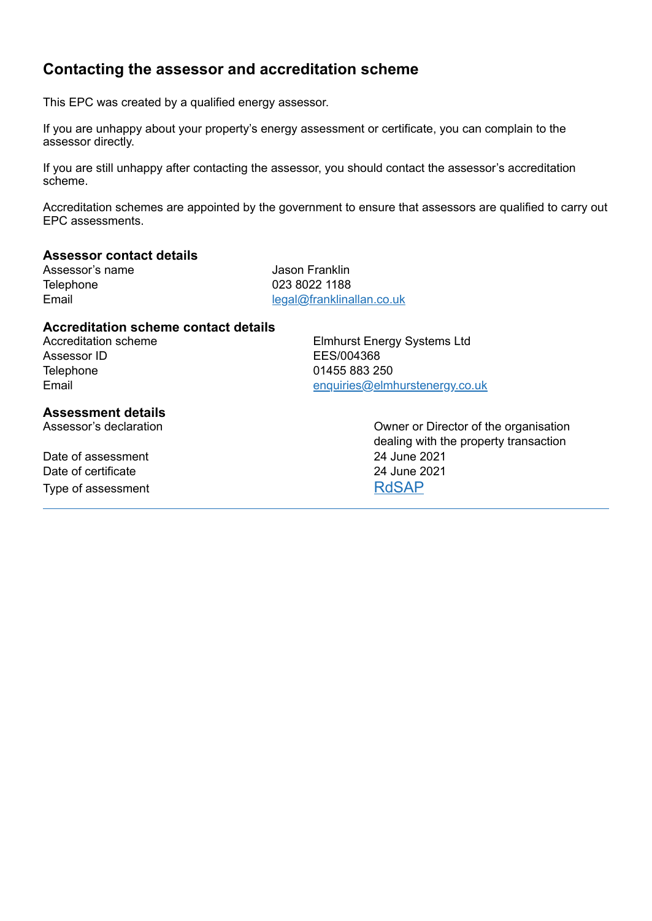## Contacting the assessor and accreditation scheme

This EPC was created by a qualified energy assessor.

If you are unhappy about your property's energy assessment or certificate, you can complain to the assessor directly.

If you are still unhappy after contacting the assessor, you should contact the assessor's accreditation scheme.

Accreditation schemes are appointed by the government to ensure that assessors are qualified to carry out EPC assessments.

### Assessor contact details

| | |
|---|---|
| Assessor's name | Jason Franklin |
| Telephone | 023 8022 1188 |
| Email | legal@franklinallan.co.uk |

### Accreditation scheme contact details

| | |
|---|---|
| Accreditation scheme | Elmhurst Energy Systems Ltd |
| Assessor ID | EES/004368 |
| Telephone | 01455 883 250 |
| Email | enquiries@elmhurstenergy.co.uk |

### Assessment details

| | |
|---|---|
| Assessor's declaration | Owner or Director of the organisation dealing with the property transaction |
| Date of assessment | 24 June 2021 |
| Date of certificate | 24 June 2021 |
| Type of assessment | RdSAP |